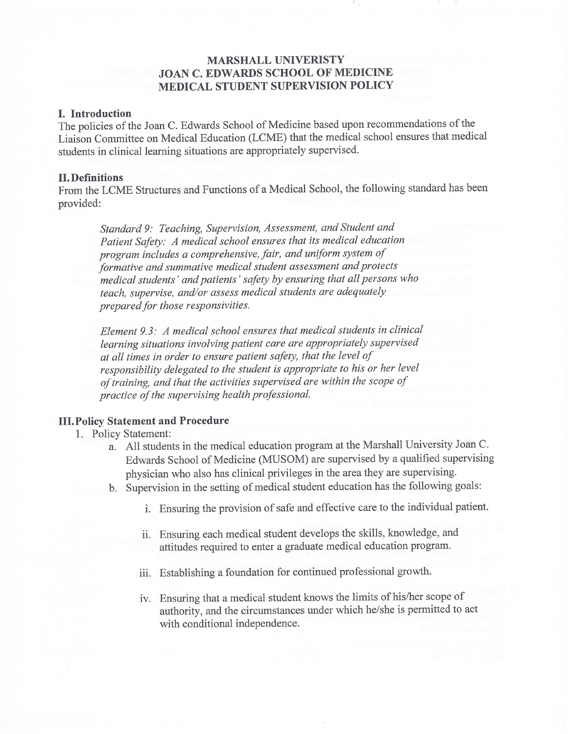# MARSHALL UNIVERISTY
# JOAN C. EDWARDS SCHOOL OF MEDICINE
# MEDICAL STUDENT SUPERVISION POLICY

## I. Introduction

The policies of the Joan C. Edwards School of Medicine based upon recommendations of the Liaison Committee on Medical Education (LCME) that the medical school ensures that medical students in clinical learning situations are appropriately supervised.

## II. Definitions

From the LCME Structures and Functions of a Medical School, the following standard has been provided:

> *Standard 9: Teaching, Supervision, Assessment, and Student and Patient Safety: A medical school ensures that its medical education program includes a comprehensive, fair, and uniform system of formative and summative medical student assessment and protects medical students' and patients' safety by ensuring that all persons who teach, supervise, and/or assess medical students are adequately prepared for those responsivities.*

> *Element 9.3: A medical school ensures that medical students in clinical learning situations involving patient care are appropriately supervised at all times in order to ensure patient safety, that the level of responsibility delegated to the student is appropriate to his or her level of training, and that the activities supervised are within the scope of practice of the supervising health professional.*

## III. Policy Statement and Procedure

1. Policy Statement:
   a. All students in the medical education program at the Marshall University Joan C. Edwards School of Medicine (MUSOM) are supervised by a qualified supervising physician who also has clinical privileges in the area they are supervising.
   b. Supervision in the setting of medical student education has the following goals:
      i. Ensuring the provision of safe and effective care to the individual patient.
      ii. Ensuring each medical student develops the skills, knowledge, and attitudes required to enter a graduate medical education program.
      iii. Establishing a foundation for continued professional growth.
      iv. Ensuring that a medical student knows the limits of his/her scope of authority, and the circumstances under which he/she is permitted to act with conditional independence.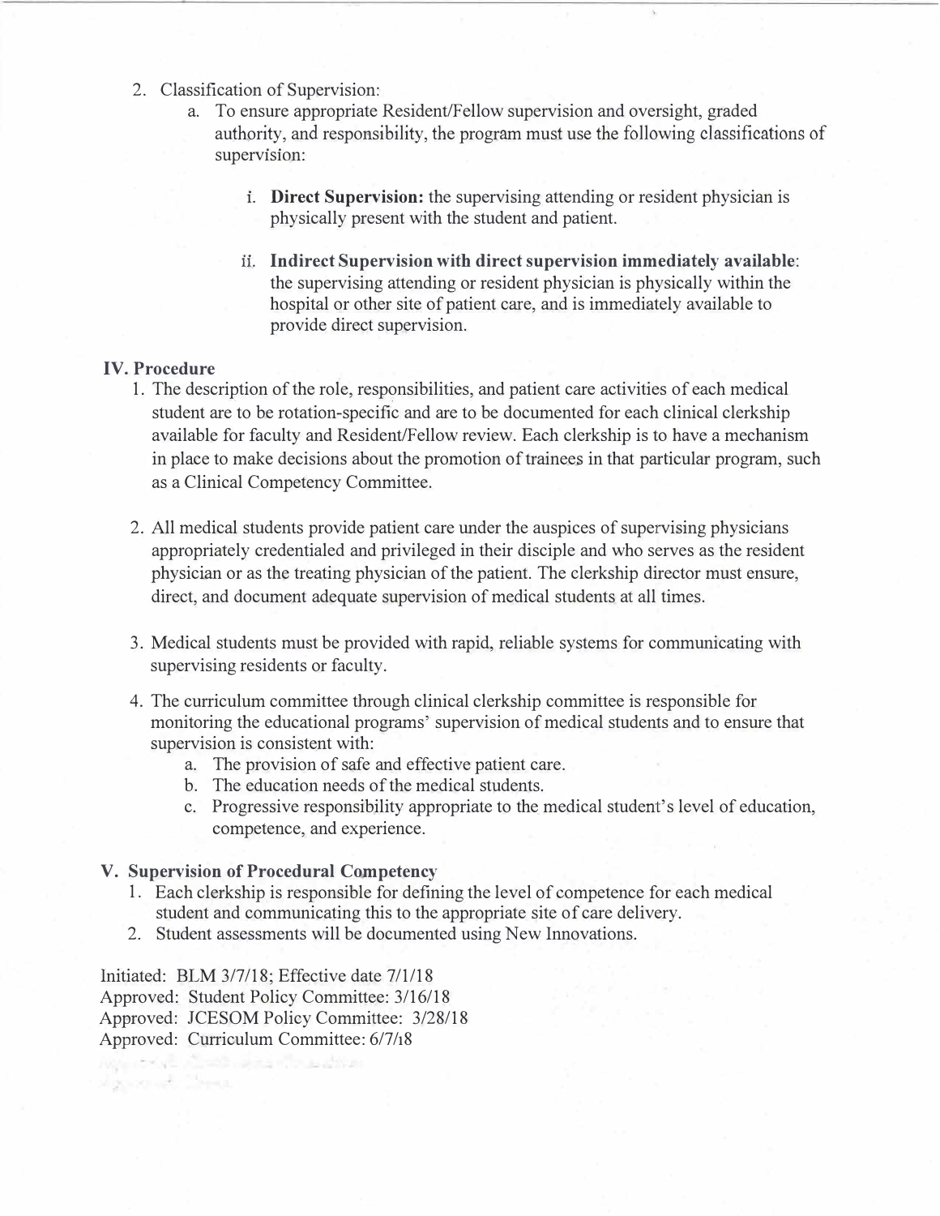2. Classification of Supervision:
   a. To ensure appropriate Resident/Fellow supervision and oversight, graded authority, and responsibility, the program must use the following classifications of supervision:

      i. **Direct Supervision:** the supervising attending or resident physician is physically present with the student and patient.

      ii. **Indirect Supervision with direct supervision immediately available**: the supervising attending or resident physician is physically within the hospital or other site of patient care, and is immediately available to provide direct supervision.

## IV. Procedure

1. The description of the role, responsibilities, and patient care activities of each medical student are to be rotation-specific and are to be documented for each clinical clerkship available for faculty and Resident/Fellow review. Each clerkship is to have a mechanism in place to make decisions about the promotion of trainees in that particular program, such as a Clinical Competency Committee.

2. All medical students provide patient care under the auspices of supervising physicians appropriately credentialed and privileged in their disciple and who serves as the resident physician or as the treating physician of the patient. The clerkship director must ensure, direct, and document adequate supervision of medical students at all times.

3. Medical students must be provided with rapid, reliable systems for communicating with supervising residents or faculty.

4. The curriculum committee through clinical clerkship committee is responsible for monitoring the educational programs' supervision of medical students and to ensure that supervision is consistent with:
   a. The provision of safe and effective patient care.
   b. The education needs of the medical students.
   c. Progressive responsibility appropriate to the medical student's level of education, competence, and experience.

## V. Supervision of Procedural Competency

1. Each clerkship is responsible for defining the level of competence for each medical student and communicating this to the appropriate site of care delivery.
2. Student assessments will be documented using New Innovations.

Initiated: BLM 3/7/18; Effective date 7/1/18
Approved: Student Policy Committee: 3/16/18
Approved: JCESOM Policy Committee: 3/28/18
Approved: Curriculum Committee: 6/7/18